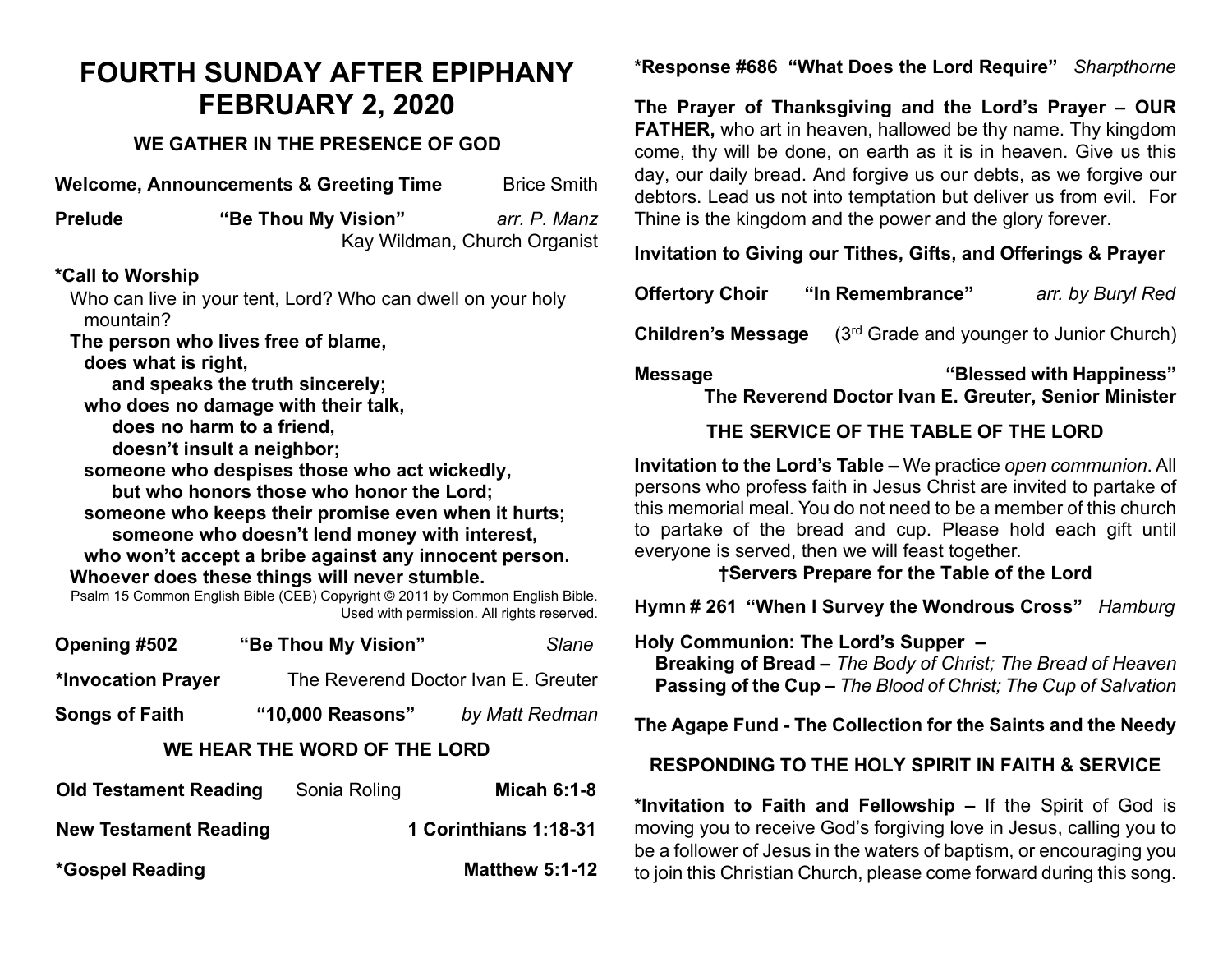# FOURTH SUNDAY AFTER EPIPHANY
# FEBRUARY 2, 2020

## WE GATHER IN THE PRESENCE OF GOD

**Welcome, Announcements & Greeting Time** Brice Smith

**Prelude** **"Be Thou My Vision"** *arr. P. Manz*
Kay Wildman, Church Organist

**\*Call to Worship**

Who can live in your tent, Lord? Who can dwell on your holy mountain?

**The person who lives free of blame,**
**does what is right,**
**and speaks the truth sincerely;**
**who does no damage with their talk,**
**does no harm to a friend,**
**doesn't insult a neighbor;**
**someone who despises those who act wickedly,**
**but who honors those who honor the Lord;**
**someone who keeps their promise even when it hurts;**
**someone who doesn't lend money with interest,**
**who won't accept a bribe against any innocent person.**
**Whoever does these things will never stumble.**

Psalm 15 Common English Bible (CEB) Copyright © 2011 by Common English Bible. Used with permission. All rights reserved.

**Opening #502** **"Be Thou My Vision"** *Slane*

**\*Invocation Prayer** The Reverend Doctor Ivan E. Greuter

**Songs of Faith** **"10,000 Reasons"** *by Matt Redman*

## WE HEAR THE WORD OF THE LORD

**Old Testament Reading** Sonia Roling **Micah 6:1-8**

**New Testament Reading** **1 Corinthians 1:18-31**

**\*Gospel Reading** **Matthew 5:1-12**

**\*Response #686 "What Does the Lord Require"** *Sharpthorne*

**The Prayer of Thanksgiving and the Lord's Prayer – OUR FATHER,** who art in heaven, hallowed be thy name. Thy kingdom come, thy will be done, on earth as it is in heaven. Give us this day, our daily bread. And forgive us our debts, as we forgive our debtors. Lead us not into temptation but deliver us from evil. For Thine is the kingdom and the power and the glory forever.

**Invitation to Giving our Tithes, Gifts, and Offerings & Prayer**

**Offertory Choir** **"In Remembrance"** *arr. by Buryl Red*

**Children's Message** (3rd Grade and younger to Junior Church)

**Message** **"Blessed with Happiness"**
**The Reverend Doctor Ivan E. Greuter, Senior Minister**

## THE SERVICE OF THE TABLE OF THE LORD

**Invitation to the Lord's Table –** We practice *open communion*. All persons who profess faith in Jesus Christ are invited to partake of this memorial meal. You do not need to be a member of this church to partake of the bread and cup. Please hold each gift until everyone is served, then we will feast together.

**†Servers Prepare for the Table of the Lord**

**Hymn # 261 "When I Survey the Wondrous Cross"** *Hamburg*

**Holy Communion: The Lord's Supper –**
**Breaking of Bread –** *The Body of Christ; The Bread of Heaven*
**Passing of the Cup –** *The Blood of Christ; The Cup of Salvation*

**The Agape Fund - The Collection for the Saints and the Needy**

## RESPONDING TO THE HOLY SPIRIT IN FAITH & SERVICE

**\*Invitation to Faith and Fellowship –** If the Spirit of God is moving you to receive God's forgiving love in Jesus, calling you to be a follower of Jesus in the waters of baptism, or encouraging you to join this Christian Church, please come forward during this song.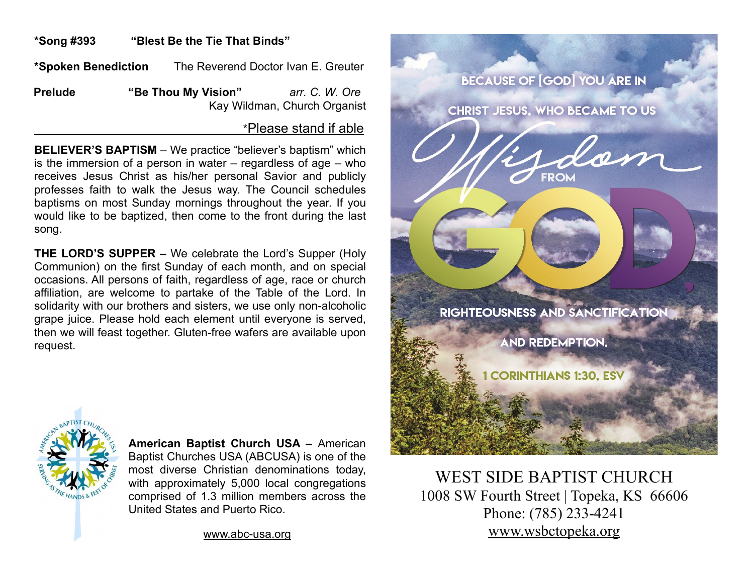**\*Song #393** **"Blest Be the Tie That Binds"**

**\*Spoken Benediction** The Reverend Doctor Ivan E. Greuter

**Prelude** **"Be Thou My Vision"** *arr. C. W. Ore*
Kay Wildman, Church Organist

\*Please stand if able

---

**BELIEVER'S BAPTISM** – We practice "believer's baptism" which is the immersion of a person in water – regardless of age – who receives Jesus Christ as his/her personal Savior and publicly professes faith to walk the Jesus way. The Council schedules baptisms on most Sunday mornings throughout the year. If you would like to be baptized, then come to the front during the last song.

**THE LORD'S SUPPER –** We celebrate the Lord's Supper (Holy Communion) on the first Sunday of each month, and on special occasions. All persons of faith, regardless of age, race or church affiliation, are welcome to partake of the Table of the Lord. In solidarity with our brothers and sisters, we use only non-alcoholic grape juice. Please hold each element until everyone is served, then we will feast together. Gluten-free wafers are available upon request.

**American Baptist Church USA –** American Baptist Churches USA (ABCUSA) is one of the most diverse Christian denominations today, with approximately 5,000 local congregations comprised of 1.3 million members across the United States and Puerto Rico.

www.abc-usa.org

BECAUSE OF [GOD] YOU ARE IN CHRIST JESUS, WHO BECAME TO US Wisdom FROM GOD, RIGHTEOUSNESS AND SANCTIFICATION AND REDEMPTION.

1 CORINTHIANS 1:30, ESV

WEST SIDE BAPTIST CHURCH
1008 SW Fourth Street | Topeka, KS 66606
Phone: (785) 233-4241
www.wsbctopeka.org